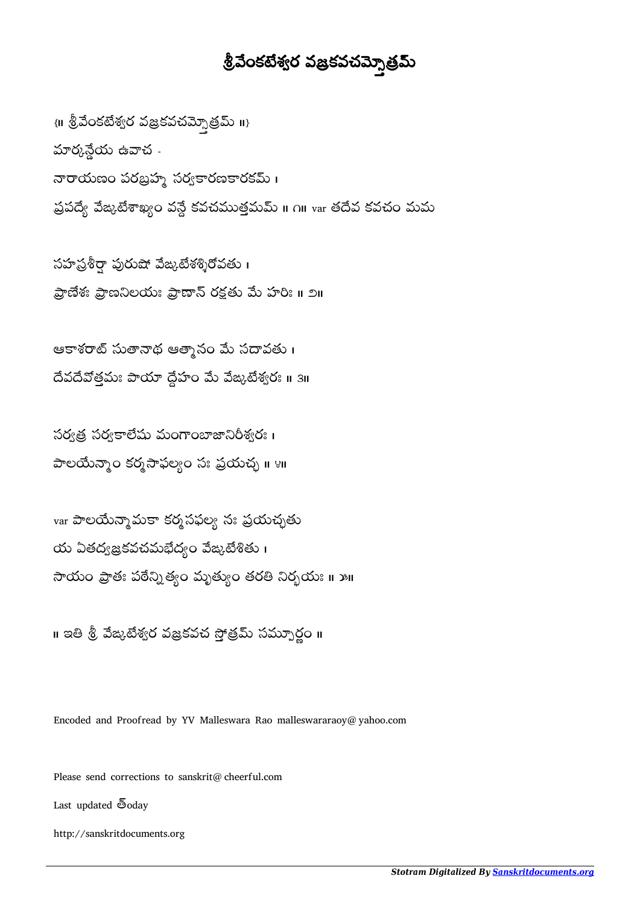# శ్రీవేంకటేశ్వర వజ్రకవచమ్స్తోత్రమ్

{॥ శ్రీవేంకటేశ్వర వజ్రకవచమ్స్తోత్రమ్ ॥}

మార్కణ్డేయ ఉవాచ -

నారాయణం పరబ్రహ్మ సర్వకారణకారకమ్ ।
ప్రపద్యే వేఙ్కటేశాఖ్యం వన్దే కవచముత్తమమ్ ॥ ౧॥ var తదేవ కవచం మమ

సహస్రశీర్షా పురుషో వేఙ్కటేశశ్శిరోవతు ।
ప్రాణేశః ప్రాణనిలయః ప్రాణాన్ రక్షతు మే హరిః ॥ ౨॥

ఆకాశరాట్ సుతానాథ ఆత్మానం మే సదావతు ।
దేవదేవోత్తమః పాయా ద్దేహం మే వేఙ్కటేశ్వరః ॥ ౩॥

సర్వత్ర సర్వకాలేషు మంగాంబాజానిరీశ్వరః ।
పాలయేన్మాం కర్మసాఫల్యం సః ప్రయచ్ఛ ॥ ౪॥

var పాలయేన్మామకా కర్మసఫల్యా నః ప్రయచ్ఛతు
య ఏతద్వజ్రకవచమభేద్యం వేఙ్కటేశితు ।
సాయం ప్రాతః పఠేన్నిత్యం మృత్యుం తరతి నిర్భయః ॥ ౫॥

॥ ఇతి శ్రీ వేఙ్కటేశ్వర వజ్రకవచ స్తోత్రమ్ సమ్పూర్ణం ॥

Encoded and Proofread by YV Malleswara Rao malleswararaoy@yahoo.com

Please send corrections to sanskrit@cheerful.com

Last updated త్oday

http://sanskritdocuments.org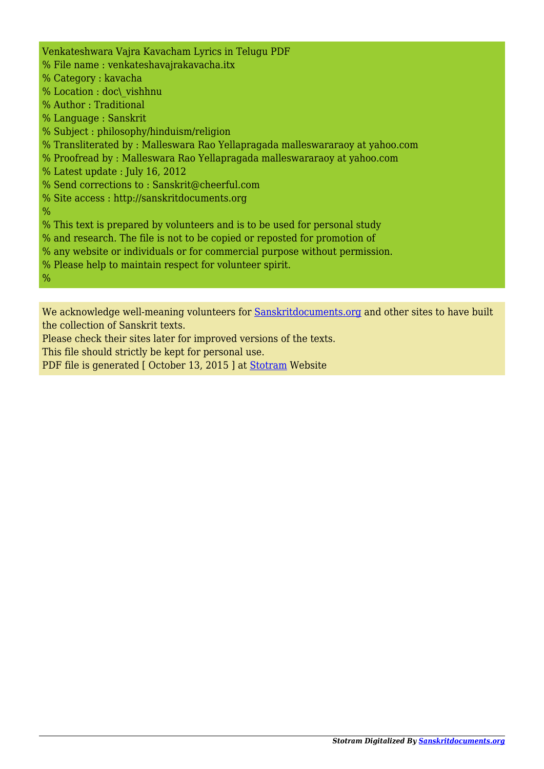Venkateshwara Vajra Kavacham Lyrics in Telugu PDF
% File name : venkateshavajrakavacha.itx
% Category : kavacha
% Location : doc\_vishhnu
% Author : Traditional
% Language : Sanskrit
% Subject : philosophy/hinduism/religion
% Transliterated by : Malleswara Rao Yellapragada malleswararaoy at yahoo.com
% Proofread by : Malleswara Rao Yellapragada malleswararaoy at yahoo.com
% Latest update : July 16, 2012
% Send corrections to : Sanskrit@cheerful.com
% Site access : http://sanskritdocuments.org
%
% This text is prepared by volunteers and is to be used for personal study
% and research. The file is not to be copied or reposted for promotion of
% any website or individuals or for commercial purpose without permission.
% Please help to maintain respect for volunteer spirit.
%

We acknowledge well-meaning volunteers for [Sanskritdocuments.org](http://sanskritdocuments.org) and other sites to have built the collection of Sanskrit texts.
Please check their sites later for improved versions of the texts.
This file should strictly be kept for personal use.
PDF file is generated [ October 13, 2015 ] at [Stotram](http://stotram.co.in) Website